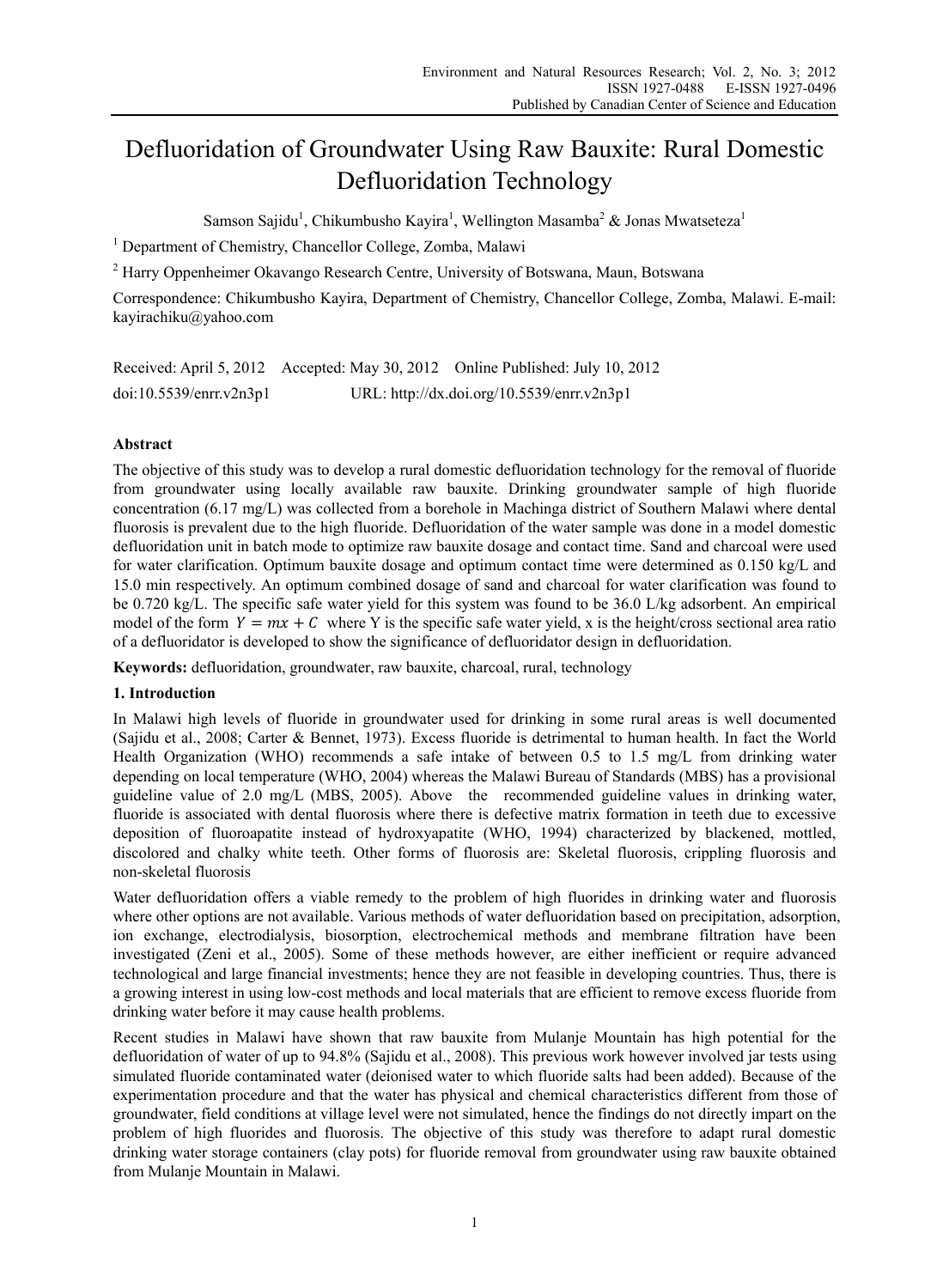# Defluoridation of Groundwater Using Raw Bauxite: Rural Domestic Defluoridation Technology

Samson Sajidu[1], Chikumbusho Kayira[1], Wellington Masamba[2] & Jonas Mwatseteza[1]

[1] Department of Chemistry, Chancellor College, Zomba, Malawi

[2] Harry Oppenheimer Okavango Research Centre, University of Botswana, Maun, Botswana

Correspondence: Chikumbusho Kayira, Department of Chemistry, Chancellor College, Zomba, Malawi. E-mail: kayirachiku@yahoo.com

Received: April 5, 2012 Accepted: May 30, 2012 Online Published: July 10, 2012

doi:10.5539/enrr.v2n3p1 URL: http://dx.doi.org/10.5539/enrr.v2n3p1

## Abstract

The objective of this study was to develop a rural domestic defluoridation technology for the removal of fluoride from groundwater using locally available raw bauxite. Drinking groundwater sample of high fluoride concentration (6.17 mg/L) was collected from a borehole in Machinga district of Southern Malawi where dental fluorosis is prevalent due to the high fluoride. Defluoridation of the water sample was done in a model domestic defluoridation unit in batch mode to optimize raw bauxite dosage and contact time. Sand and charcoal were used for water clarification. Optimum bauxite dosage and optimum contact time were determined as 0.150 kg/L and 15.0 min respectively. An optimum combined dosage of sand and charcoal for water clarification was found to be 0.720 kg/L. The specific safe water yield for this system was found to be 36.0 L/kg adsorbent. An empirical model of the form $Y = mx + C$ where Y is the specific safe water yield, x is the height/cross sectional area ratio of a defluoridator is developed to show the significance of defluoridator design in defluoridation.

**Keywords:** defluoridation, groundwater, raw bauxite, charcoal, rural, technology

## 1. Introduction

In Malawi high levels of fluoride in groundwater used for drinking in some rural areas is well documented (Sajidu et al., 2008; Carter & Bennet, 1973). Excess fluoride is detrimental to human health. In fact the World Health Organization (WHO) recommends a safe intake of between 0.5 to 1.5 mg/L from drinking water depending on local temperature (WHO, 2004) whereas the Malawi Bureau of Standards (MBS) has a provisional guideline value of 2.0 mg/L (MBS, 2005). Above the recommended guideline values in drinking water, fluoride is associated with dental fluorosis where there is defective matrix formation in teeth due to excessive deposition of fluoroapatite instead of hydroxyapatite (WHO, 1994) characterized by blackened, mottled, discolored and chalky white teeth. Other forms of fluorosis are: Skeletal fluorosis, crippling fluorosis and non-skeletal fluorosis

Water defluoridation offers a viable remedy to the problem of high fluorides in drinking water and fluorosis where other options are not available. Various methods of water defluoridation based on precipitation, adsorption, ion exchange, electrodialysis, biosorption, electrochemical methods and membrane filtration have been investigated (Zeni et al., 2005). Some of these methods however, are either inefficient or require advanced technological and large financial investments; hence they are not feasible in developing countries. Thus, there is a growing interest in using low-cost methods and local materials that are efficient to remove excess fluoride from drinking water before it may cause health problems.

Recent studies in Malawi have shown that raw bauxite from Mulanje Mountain has high potential for the defluoridation of water of up to 94.8% (Sajidu et al., 2008). This previous work however involved jar tests using simulated fluoride contaminated water (deionised water to which fluoride salts had been added). Because of the experimentation procedure and that the water has physical and chemical characteristics different from those of groundwater, field conditions at village level were not simulated, hence the findings do not directly impart on the problem of high fluorides and fluorosis. The objective of this study was therefore to adapt rural domestic drinking water storage containers (clay pots) for fluoride removal from groundwater using raw bauxite obtained from Mulanje Mountain in Malawi.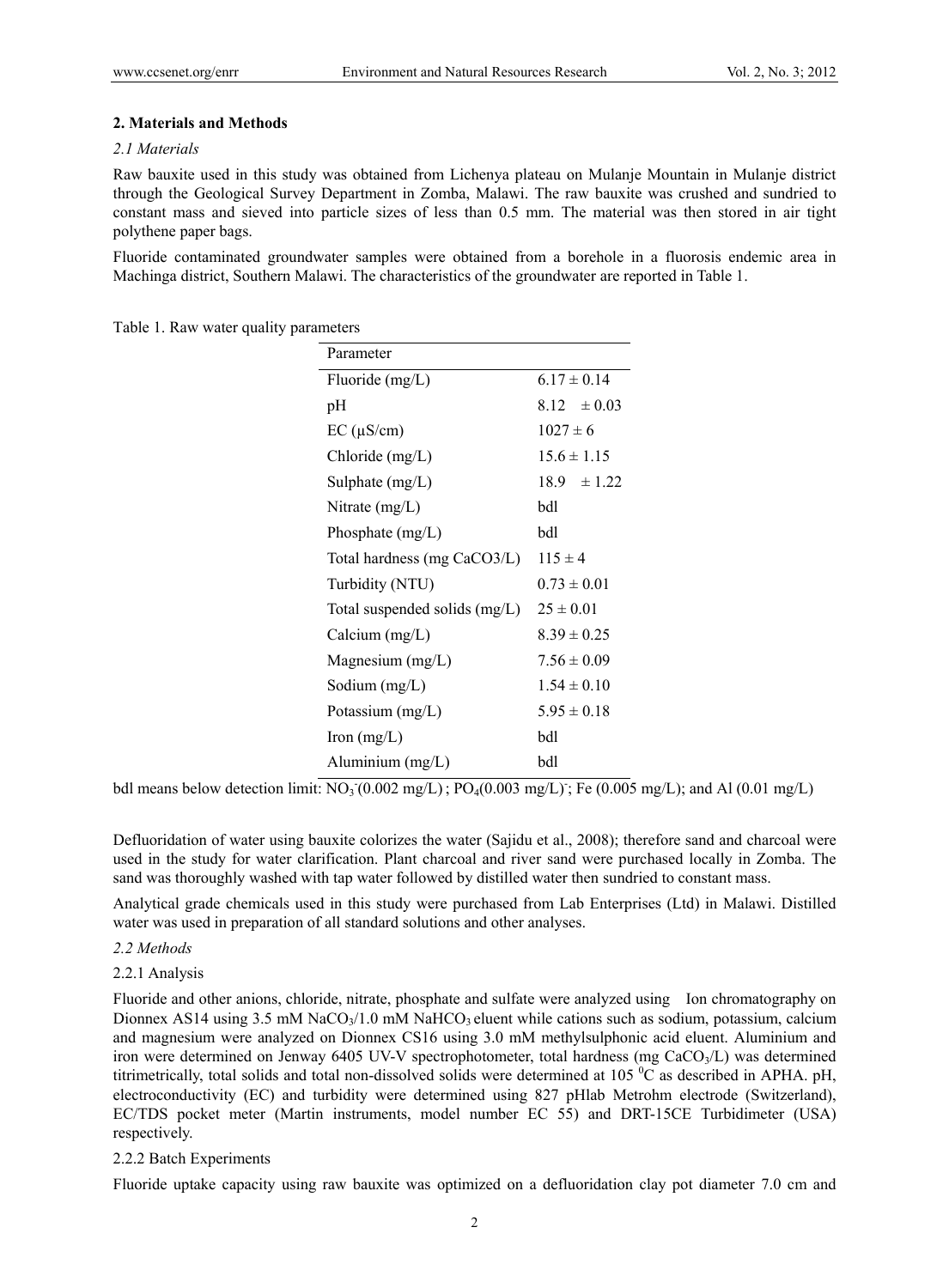## 2. Materials and Methods

### *2.1 Materials*

Raw bauxite used in this study was obtained from Lichenya plateau on Mulanje Mountain in Mulanje district through the Geological Survey Department in Zomba, Malawi. The raw bauxite was crushed and sundried to constant mass and sieved into particle sizes of less than 0.5 mm. The material was then stored in air tight polythene paper bags.

Fluoride contaminated groundwater samples were obtained from a borehole in a fluorosis endemic area in Machinga district, Southern Malawi. The characteristics of the groundwater are reported in Table 1.

Table 1. Raw water quality parameters

| Parameter | |
|---|---|
| Fluoride (mg/L) | 6.17 ± 0.14 |
| pH | 8.12 ± 0.03 |
| EC (μS/cm) | 1027 ± 6 |
| Chloride (mg/L) | 15.6 ± 1.15 |
| Sulphate (mg/L) | 18.9 ± 1.22 |
| Nitrate (mg/L) | bdl |
| Phosphate (mg/L) | bdl |
| Total hardness (mg CaCO3/L) | 115 ± 4 |
| Turbidity (NTU) | 0.73 ± 0.01 |
| Total suspended solids (mg/L) | 25 ± 0.01 |
| Calcium (mg/L) | 8.39 ± 0.25 |
| Magnesium (mg/L) | 7.56 ± 0.09 |
| Sodium (mg/L) | 1.54 ± 0.10 |
| Potassium (mg/L) | 5.95 ± 0.18 |
| Iron (mg/L) | bdl |
| Aluminium (mg/L) | bdl |

bdl means below detection limit: $NO_3^-$(0.002 mg/L) ; $PO_4$(0.003 mg/L)$^-$; Fe (0.005 mg/L); and Al (0.01 mg/L)

Defluoridation of water using bauxite colorizes the water (Sajidu et al., 2008); therefore sand and charcoal were used in the study for water clarification. Plant charcoal and river sand were purchased locally in Zomba. The sand was thoroughly washed with tap water followed by distilled water then sundried to constant mass.

Analytical grade chemicals used in this study were purchased from Lab Enterprises (Ltd) in Malawi. Distilled water was used in preparation of all standard solutions and other analyses.

### *2.2 Methods*

#### 2.2.1 Analysis

Fluoride and other anions, chloride, nitrate, phosphate and sulfate were analyzed using Ion chromatography on Dionnex AS14 using 3.5 mM $NaCO_3$/1.0 mM $NaHCO_3$ eluent while cations such as sodium, potassium, calcium and magnesium were analyzed on Dionnex CS16 using 3.0 mM methylsulphonic acid eluent. Aluminium and iron were determined on Jenway 6405 UV-V spectrophotometer, total hardness (mg $CaCO_3$/L) was determined titrimetrically, total solids and total non-dissolved solids were determined at 105 $^0$C as described in APHA. pH, electroconductivity (EC) and turbidity were determined using 827 pHlab Metrohm electrode (Switzerland), EC/TDS pocket meter (Martin instruments, model number EC 55) and DRT-15CE Turbidimeter (USA) respectively.

#### 2.2.2 Batch Experiments

Fluoride uptake capacity using raw bauxite was optimized on a defluoridation clay pot diameter 7.0 cm and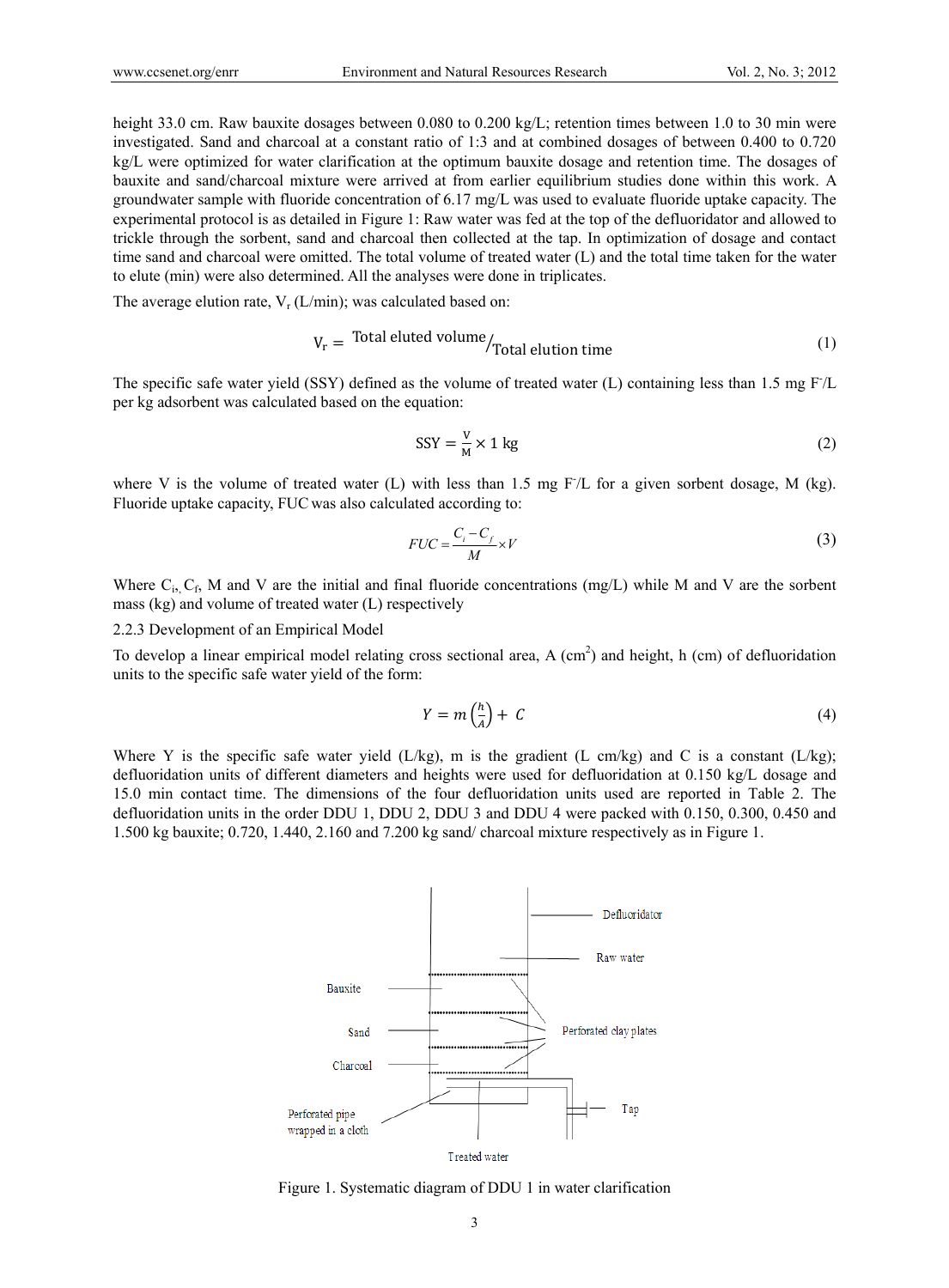height 33.0 cm. Raw bauxite dosages between 0.080 to 0.200 kg/L; retention times between 1.0 to 30 min were investigated. Sand and charcoal at a constant ratio of 1:3 and at combined dosages of between 0.400 to 0.720 kg/L were optimized for water clarification at the optimum bauxite dosage and retention time. The dosages of bauxite and sand/charcoal mixture were arrived at from earlier equilibrium studies done within this work. A groundwater sample with fluoride concentration of 6.17 mg/L was used to evaluate fluoride uptake capacity. The experimental protocol is as detailed in Figure 1: Raw water was fed at the top of the defluoridator and allowed to trickle through the sorbent, sand and charcoal then collected at the tap. In optimization of dosage and contact time sand and charcoal were omitted. The total volume of treated water (L) and the total time taken for the water to elute (min) were also determined. All the analyses were done in triplicates.

The average elution rate, $V_r$ (L/min); was calculated based on:

$$V_r = \text{Total eluted volume}/\text{Total elution time} \tag{1}$$

The specific safe water yield (SSY) defined as the volume of treated water (L) containing less than 1.5 mg $F^-$/L per kg adsorbent was calculated based on the equation:

$$\text{SSY} = \frac{V}{M} \times 1\ \text{kg} \tag{2}$$

where V is the volume of treated water (L) with less than 1.5 mg $F^-$/L for a given sorbent dosage, M (kg). Fluoride uptake capacity, FUC was also calculated according to:

$$FUC = \frac{C_i - C_f}{M} \times V \tag{3}$$

Where $C_i$, $C_f$, M and V are the initial and final fluoride concentrations (mg/L) while M and V are the sorbent mass (kg) and volume of treated water (L) respectively

2.2.3 Development of an Empirical Model

To develop a linear empirical model relating cross sectional area, A ($cm^2$) and height, h (cm) of defluoridation units to the specific safe water yield of the form:

$$Y = m\left(\frac{h}{A}\right) + C \tag{4}$$

Where Y is the specific safe water yield (L/kg), m is the gradient (L cm/kg) and C is a constant (L/kg); defluoridation units of different diameters and heights were used for defluoridation at 0.150 kg/L dosage and 15.0 min contact time. The dimensions of the four defluoridation units used are reported in Table 2. The defluoridation units in the order DDU 1, DDU 2, DDU 3 and DDU 4 were packed with 0.150, 0.300, 0.450 and 1.500 kg bauxite; 0.720, 1.440, 2.160 and 7.200 kg sand/ charcoal mixture respectively as in Figure 1.

Figure 1. Systematic diagram of DDU 1 in water clarification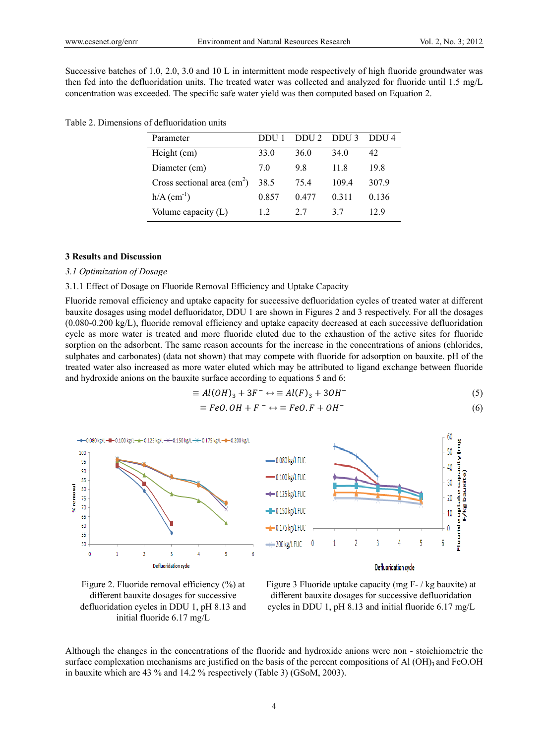Successive batches of 1.0, 2.0, 3.0 and 10 L in intermittent mode respectively of high fluoride groundwater was then fed into the defluoridation units. The treated water was collected and analyzed for fluoride until 1.5 mg/L concentration was exceeded. The specific safe water yield was then computed based on Equation 2.

Table 2. Dimensions of defluoridation units

| Parameter | DDU 1 | DDU 2 | DDU 3 | DDU 4 |
|---|---|---|---|---|
| Height (cm) | 33.0 | 36.0 | 34.0 | 42 |
| Diameter (cm) | 7.0 | 9.8 | 11.8 | 19.8 |
| Cross sectional area ($cm^2$) | 38.5 | 75.4 | 109.4 | 307.9 |
| h/A ($cm^{-1}$) | 0.857 | 0.477 | 0.311 | 0.136 |
| Volume capacity (L) | 1.2 | 2.7 | 3.7 | 12.9 |

## 3 Results and Discussion

### *3.1 Optimization of Dosage*

#### 3.1.1 Effect of Dosage on Fluoride Removal Efficiency and Uptake Capacity

Fluoride removal efficiency and uptake capacity for successive defluoridation cycles of treated water at different bauxite dosages using model defluoridator, DDU 1 are shown in Figures 2 and 3 respectively. For all the dosages (0.080-0.200 kg/L), fluoride removal efficiency and uptake capacity decreased at each successive defluoridation cycle as more water is treated and more fluoride eluted due to the exhaustion of the active sites for fluoride sorption on the adsorbent. The same reason accounts for the increase in the concentrations of anions (chlorides, sulphates and carbonates) (data not shown) that may compete with fluoride for adsorption on bauxite. pH of the treated water also increased as more water eluted which may be attributed to ligand exchange between fluoride and hydroxide anions on the bauxite surface according to equations 5 and 6:

$$\equiv Al(OH)_3 + 3F^- \leftrightarrow \equiv Al(F)_3 + 3OH^- \tag{5}$$

$$\equiv FeO.OH + F^- \leftrightarrow \equiv FeO.F + OH^- \tag{6}$$

Figure 2. Fluoride removal efficiency (%) at different bauxite dosages for successive defluoridation cycles in DDU 1, pH 8.13 and initial fluoride 6.17 mg/L

Figure 3 Fluoride uptake capacity (mg F- / kg bauxite) at different bauxite dosages for successive defluoridation cycles in DDU 1, pH 8.13 and initial fluoride 6.17 mg/L

Although the changes in the concentrations of the fluoride and hydroxide anions were non - stoichiometric the surface complexation mechanisms are justified on the basis of the percent compositions of $Al(OH)_3$ and FeO.OH in bauxite which are 43 % and 14.2 % respectively (Table 3) (GSoM, 2003).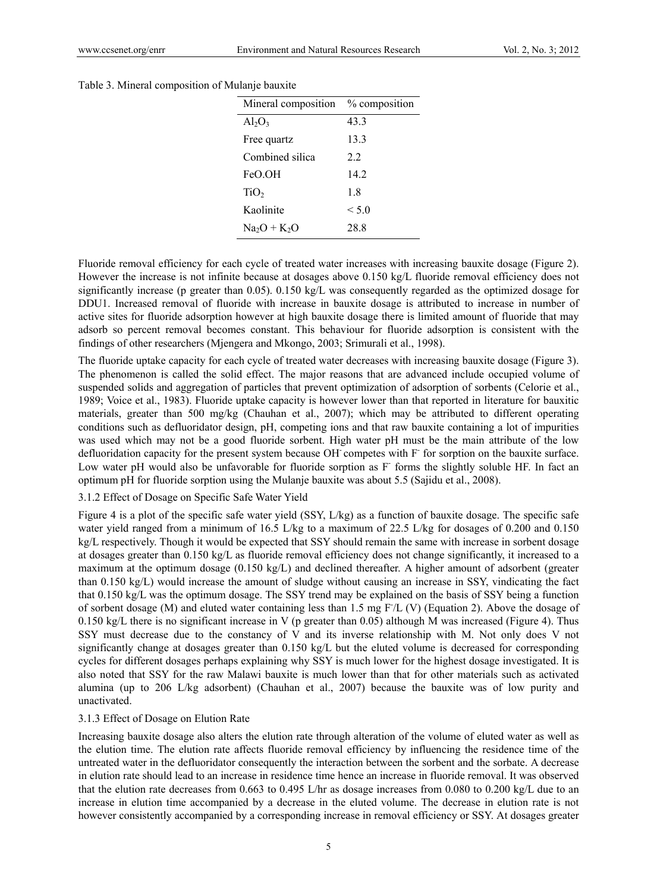Table 3. Mineral composition of Mulanje bauxite

| Mineral composition | % composition |
|---|---|
| $Al_2O_3$ | 43.3 |
| Free quartz | 13.3 |
| Combined silica | 2.2 |
| FeO.OH | 14.2 |
| $TiO_2$ | 1.8 |
| Kaolinite | < 5.0 |
| $Na_2O + K_2O$ | 28.8 |

Fluoride removal efficiency for each cycle of treated water increases with increasing bauxite dosage (Figure 2). However the increase is not infinite because at dosages above 0.150 kg/L fluoride removal efficiency does not significantly increase (p greater than 0.05). 0.150 kg/L was consequently regarded as the optimized dosage for DDU1. Increased removal of fluoride with increase in bauxite dosage is attributed to increase in number of active sites for fluoride adsorption however at high bauxite dosage there is limited amount of fluoride that may adsorb so percent removal becomes constant. This behaviour for fluoride adsorption is consistent with the findings of other researchers (Mjengera and Mkongo, 2003; Srimurali et al., 1998).

The fluoride uptake capacity for each cycle of treated water decreases with increasing bauxite dosage (Figure 3). The phenomenon is called the solid effect. The major reasons that are advanced include occupied volume of suspended solids and aggregation of particles that prevent optimization of adsorption of sorbents (Celorie et al., 1989; Voice et al., 1983). Fluoride uptake capacity is however lower than that reported in literature for bauxitic materials, greater than 500 mg/kg (Chauhan et al., 2007); which may be attributed to different operating conditions such as defluoridator design, pH, competing ions and that raw bauxite containing a lot of impurities was used which may not be a good fluoride sorbent. High water pH must be the main attribute of the low defluoridation capacity for the present system because $OH^-$ competes with $F^-$ for sorption on the bauxite surface. Low water pH would also be unfavorable for fluoride sorption as $F^-$ forms the slightly soluble HF. In fact an optimum pH for fluoride sorption using the Mulanje bauxite was about 5.5 (Sajidu et al., 2008).

#### 3.1.2 Effect of Dosage on Specific Safe Water Yield

Figure 4 is a plot of the specific safe water yield (SSY, L/kg) as a function of bauxite dosage. The specific safe water yield ranged from a minimum of 16.5 L/kg to a maximum of 22.5 L/kg for dosages of 0.200 and 0.150 kg/L respectively. Though it would be expected that SSY should remain the same with increase in sorbent dosage at dosages greater than 0.150 kg/L as fluoride removal efficiency does not change significantly, it increased to a maximum at the optimum dosage (0.150 kg/L) and declined thereafter. A higher amount of adsorbent (greater than 0.150 kg/L) would increase the amount of sludge without causing an increase in SSY, vindicating the fact that 0.150 kg/L was the optimum dosage. The SSY trend may be explained on the basis of SSY being a function of sorbent dosage (M) and eluted water containing less than 1.5 mg $F^-$/L (V) (Equation 2). Above the dosage of 0.150 kg/L there is no significant increase in V (p greater than 0.05) although M was increased (Figure 4). Thus SSY must decrease due to the constancy of V and its inverse relationship with M. Not only does V not significantly change at dosages greater than 0.150 kg/L but the eluted volume is decreased for corresponding cycles for different dosages perhaps explaining why SSY is much lower for the highest dosage investigated. It is also noted that SSY for the raw Malawi bauxite is much lower than that for other materials such as activated alumina (up to 206 L/kg adsorbent) (Chauhan et al., 2007) because the bauxite was of low purity and unactivated.

#### 3.1.3 Effect of Dosage on Elution Rate

Increasing bauxite dosage also alters the elution rate through alteration of the volume of eluted water as well as the elution time. The elution rate affects fluoride removal efficiency by influencing the residence time of the untreated water in the defluoridator consequently the interaction between the sorbent and the sorbate. A decrease in elution rate should lead to an increase in residence time hence an increase in fluoride removal. It was observed that the elution rate decreases from 0.663 to 0.495 L/hr as dosage increases from 0.080 to 0.200 kg/L due to an increase in elution time accompanied by a decrease in the eluted volume. The decrease in elution rate is not however consistently accompanied by a corresponding increase in removal efficiency or SSY. At dosages greater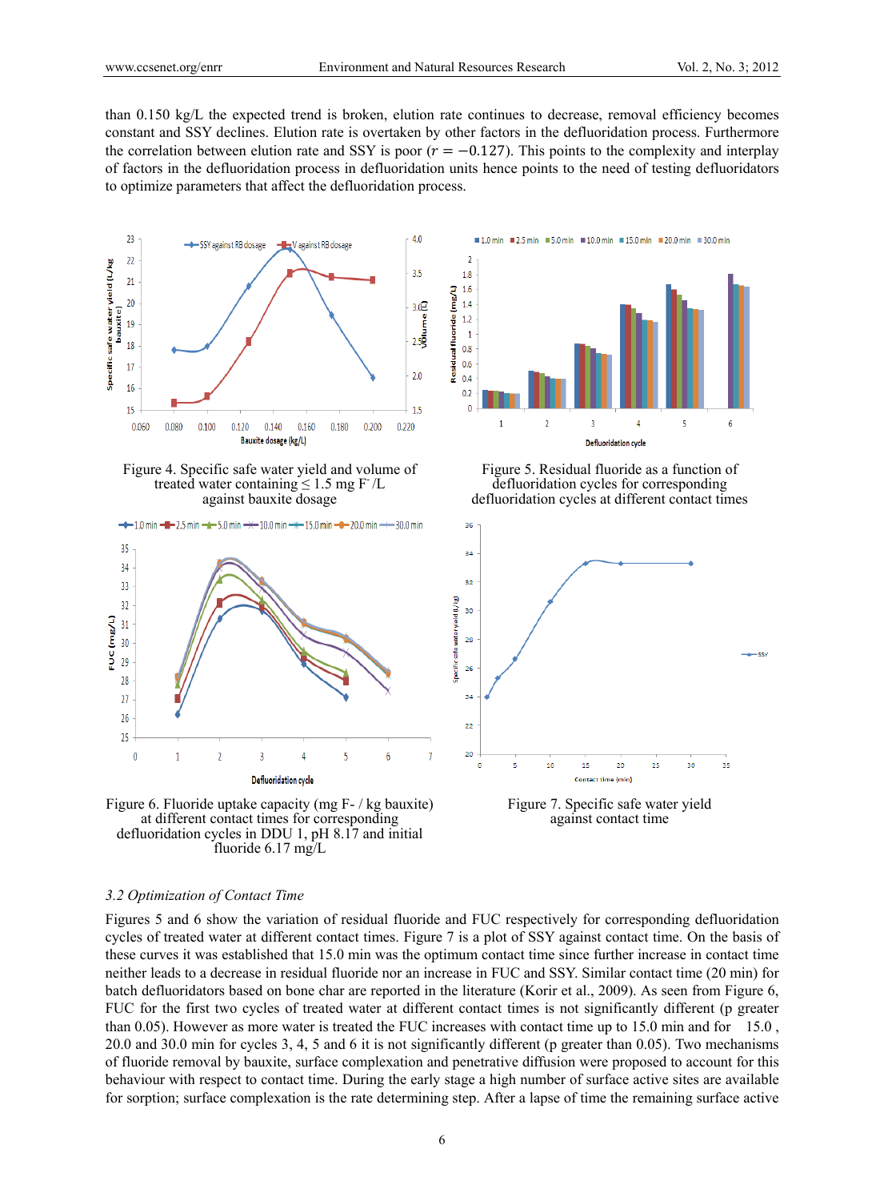than 0.150 kg/L the expected trend is broken, elution rate continues to decrease, removal efficiency becomes constant and SSY declines. Elution rate is overtaken by other factors in the defluoridation process. Furthermore the correlation between elution rate and SSY is poor ($r = -0.127$). This points to the complexity and interplay of factors in the defluoridation process in defluoridation units hence points to the need of testing defluoridators to optimize parameters that affect the defluoridation process.

Figure 4. Specific safe water yield and volume of treated water containing ≤ 1.5 mg $F^-$/L against bauxite dosage

Figure 5. Residual fluoride as a function of defluoridation cycles for corresponding defluoridation cycles at different contact times

Figure 6. Fluoride uptake capacity (mg F- / kg bauxite) at different contact times for corresponding defluoridation cycles in DDU 1, pH 8.17 and initial fluoride 6.17 mg/L

Figure 7. Specific safe water yield against contact time

### *3.2 Optimization of Contact Time*

Figures 5 and 6 show the variation of residual fluoride and FUC respectively for corresponding defluoridation cycles of treated water at different contact times. Figure 7 is a plot of SSY against contact time. On the basis of these curves it was established that 15.0 min was the optimum contact time since further increase in contact time neither leads to a decrease in residual fluoride nor an increase in FUC and SSY. Similar contact time (20 min) for batch defluoridators based on bone char are reported in the literature (Korir et al., 2009). As seen from Figure 6, FUC for the first two cycles of treated water at different contact times is not significantly different (p greater than 0.05). However as more water is treated the FUC increases with contact time up to 15.0 min and for 15.0 , 20.0 and 30.0 min for cycles 3, 4, 5 and 6 it is not significantly different (p greater than 0.05). Two mechanisms of fluoride removal by bauxite, surface complexation and penetrative diffusion were proposed to account for this behaviour with respect to contact time. During the early stage a high number of surface active sites are available for sorption; surface complexation is the rate determining step. After a lapse of time the remaining surface active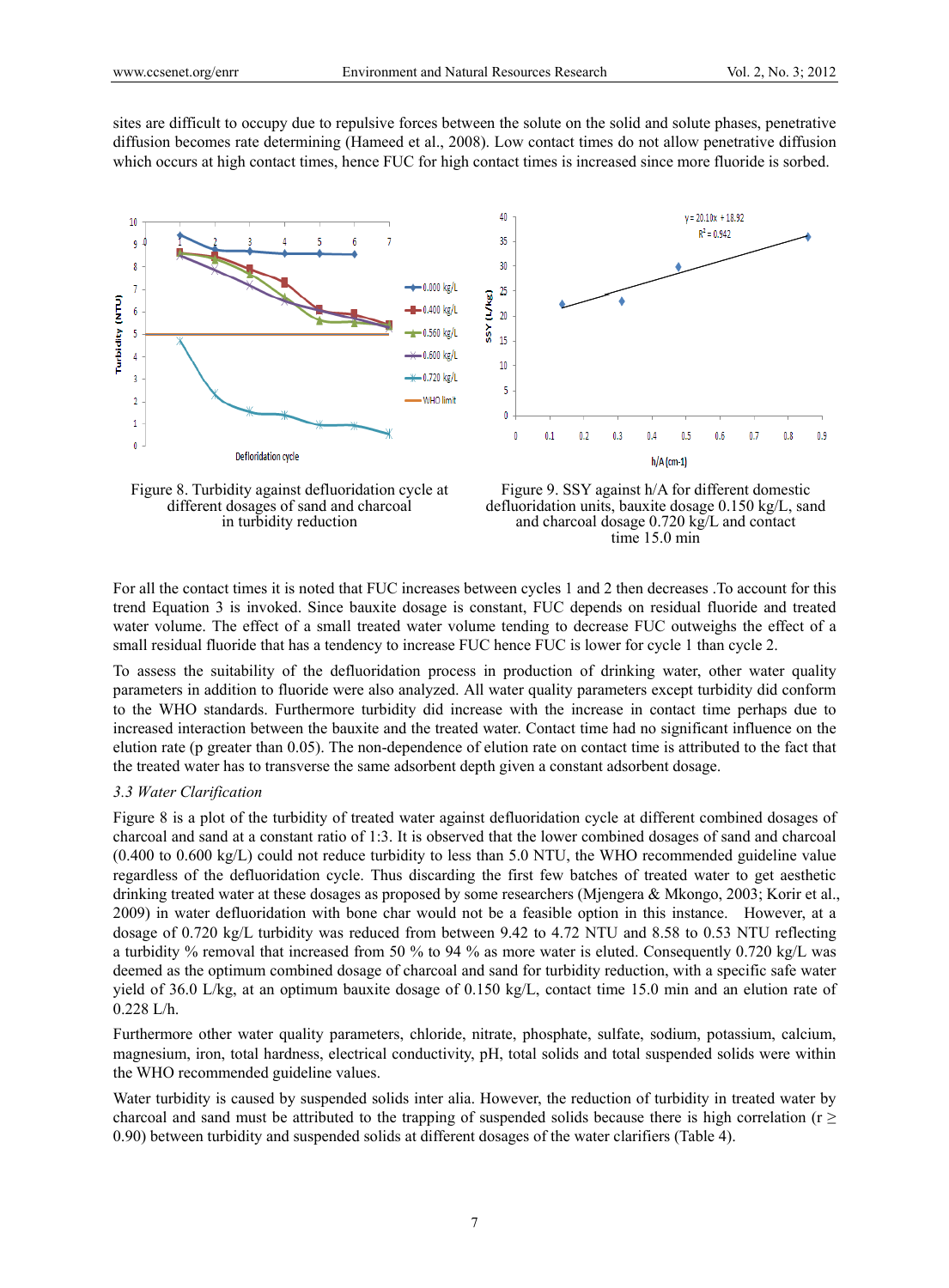sites are difficult to occupy due to repulsive forces between the solute on the solid and solute phases, penetrative diffusion becomes rate determining (Hameed et al., 2008). Low contact times do not allow penetrative diffusion which occurs at high contact times, hence FUC for high contact times is increased since more fluoride is sorbed.

Figure 8. Turbidity against defluoridation cycle at different dosages of sand and charcoal in turbidity reduction

Figure 9. SSY against h/A for different domestic defluoridation units, bauxite dosage 0.150 kg/L, sand and charcoal dosage 0.720 kg/L and contact time 15.0 min

For all the contact times it is noted that FUC increases between cycles 1 and 2 then decreases .To account for this trend Equation 3 is invoked. Since bauxite dosage is constant, FUC depends on residual fluoride and treated water volume. The effect of a small treated water volume tending to decrease FUC outweighs the effect of a small residual fluoride that has a tendency to increase FUC hence FUC is lower for cycle 1 than cycle 2.

To assess the suitability of the defluoridation process in production of drinking water, other water quality parameters in addition to fluoride were also analyzed. All water quality parameters except turbidity did conform to the WHO standards. Furthermore turbidity did increase with the increase in contact time perhaps due to increased interaction between the bauxite and the treated water. Contact time had no significant influence on the elution rate (p greater than 0.05). The non-dependence of elution rate on contact time is attributed to the fact that the treated water has to transverse the same adsorbent depth given a constant adsorbent dosage.

### *3.3 Water Clarification*

Figure 8 is a plot of the turbidity of treated water against defluoridation cycle at different combined dosages of charcoal and sand at a constant ratio of 1:3. It is observed that the lower combined dosages of sand and charcoal (0.400 to 0.600 kg/L) could not reduce turbidity to less than 5.0 NTU, the WHO recommended guideline value regardless of the defluoridation cycle. Thus discarding the first few batches of treated water to get aesthetic drinking treated water at these dosages as proposed by some researchers (Mjengera & Mkongo, 2003; Korir et al., 2009) in water defluoridation with bone char would not be a feasible option in this instance. However, at a dosage of 0.720 kg/L turbidity was reduced from between 9.42 to 4.72 NTU and 8.58 to 0.53 NTU reflecting a turbidity % removal that increased from 50 % to 94 % as more water is eluted. Consequently 0.720 kg/L was deemed as the optimum combined dosage of charcoal and sand for turbidity reduction, with a specific safe water yield of 36.0 L/kg, at an optimum bauxite dosage of 0.150 kg/L, contact time 15.0 min and an elution rate of 0.228 L/h.

Furthermore other water quality parameters, chloride, nitrate, phosphate, sulfate, sodium, potassium, calcium, magnesium, iron, total hardness, electrical conductivity, pH, total solids and total suspended solids were within the WHO recommended guideline values.

Water turbidity is caused by suspended solids inter alia. However, the reduction of turbidity in treated water by charcoal and sand must be attributed to the trapping of suspended solids because there is high correlation ($r \geq 0.90$) between turbidity and suspended solids at different dosages of the water clarifiers (Table 4).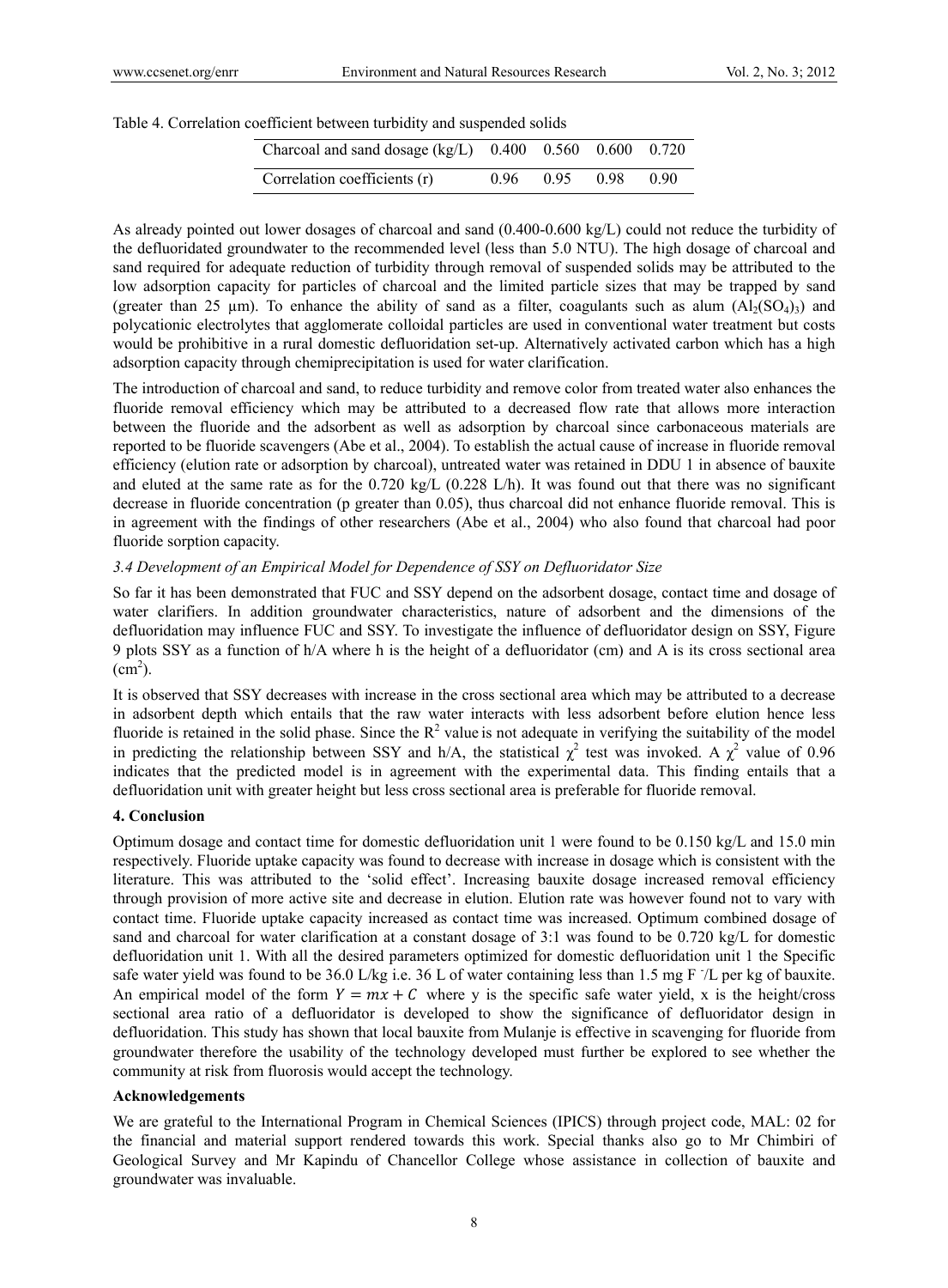Table 4. Correlation coefficient between turbidity and suspended solids

| Charcoal and sand dosage (kg/L) | 0.400 | 0.560 | 0.600 | 0.720 |
|---|---|---|---|---|
| Correlation coefficients (r) | 0.96 | 0.95 | 0.98 | 0.90 |

As already pointed out lower dosages of charcoal and sand (0.400-0.600 kg/L) could not reduce the turbidity of the defluoridated groundwater to the recommended level (less than 5.0 NTU). The high dosage of charcoal and sand required for adequate reduction of turbidity through removal of suspended solids may be attributed to the low adsorption capacity for particles of charcoal and the limited particle sizes that may be trapped by sand (greater than 25 µm). To enhance the ability of sand as a filter, coagulants such as alum ($Al_2(SO_4)_3$) and polycationic electrolytes that agglomerate colloidal particles are used in conventional water treatment but costs would be prohibitive in a rural domestic defluoridation set-up. Alternatively activated carbon which has a high adsorption capacity through chemiprecipitation is used for water clarification.

The introduction of charcoal and sand, to reduce turbidity and remove color from treated water also enhances the fluoride removal efficiency which may be attributed to a decreased flow rate that allows more interaction between the fluoride and the adsorbent as well as adsorption by charcoal since carbonaceous materials are reported to be fluoride scavengers (Abe et al., 2004). To establish the actual cause of increase in fluoride removal efficiency (elution rate or adsorption by charcoal), untreated water was retained in DDU 1 in absence of bauxite and eluted at the same rate as for the 0.720 kg/L (0.228 L/h). It was found out that there was no significant decrease in fluoride concentration (p greater than 0.05), thus charcoal did not enhance fluoride removal. This is in agreement with the findings of other researchers (Abe et al., 2004) who also found that charcoal had poor fluoride sorption capacity.

### 3.4 Development of an Empirical Model for Dependence of SSY on Defluoridator Size

So far it has been demonstrated that FUC and SSY depend on the adsorbent dosage, contact time and dosage of water clarifiers. In addition groundwater characteristics, nature of adsorbent and the dimensions of the defluoridation may influence FUC and SSY. To investigate the influence of defluoridator design on SSY, Figure 9 plots SSY as a function of h/A where h is the height of a defluoridator (cm) and A is its cross sectional area ($cm^2$).

It is observed that SSY decreases with increase in the cross sectional area which may be attributed to a decrease in adsorbent depth which entails that the raw water interacts with less adsorbent before elution hence less fluoride is retained in the solid phase. Since the $R^2$ value is not adequate in verifying the suitability of the model in predicting the relationship between SSY and h/A, the statistical $\chi^2$ test was invoked. A $\chi^2$ value of 0.96 indicates that the predicted model is in agreement with the experimental data. This finding entails that a defluoridation unit with greater height but less cross sectional area is preferable for fluoride removal.

## 4. Conclusion

Optimum dosage and contact time for domestic defluoridation unit 1 were found to be 0.150 kg/L and 15.0 min respectively. Fluoride uptake capacity was found to decrease with increase in dosage which is consistent with the literature. This was attributed to the 'solid effect'. Increasing bauxite dosage increased removal efficiency through provision of more active site and decrease in elution. Elution rate was however found not to vary with contact time. Fluoride uptake capacity increased as contact time was increased. Optimum combined dosage of sand and charcoal for water clarification at a constant dosage of 3:1 was found to be 0.720 kg/L for domestic defluoridation unit 1. With all the desired parameters optimized for domestic defluoridation unit 1 the Specific safe water yield was found to be 36.0 L/kg i.e. 36 L of water containing less than 1.5 mg $F^-$/L per kg of bauxite. An empirical model of the form $Y = mx + C$ where y is the specific safe water yield, x is the height/cross sectional area ratio of a defluoridator is developed to show the significance of defluoridator design in defluoridation. This study has shown that local bauxite from Mulanje is effective in scavenging for fluoride from groundwater therefore the usability of the technology developed must further be explored to see whether the community at risk from fluorosis would accept the technology.

## Acknowledgements

We are grateful to the International Program in Chemical Sciences (IPICS) through project code, MAL: 02 for the financial and material support rendered towards this work. Special thanks also go to Mr Chimbiri of Geological Survey and Mr Kapindu of Chancellor College whose assistance in collection of bauxite and groundwater was invaluable.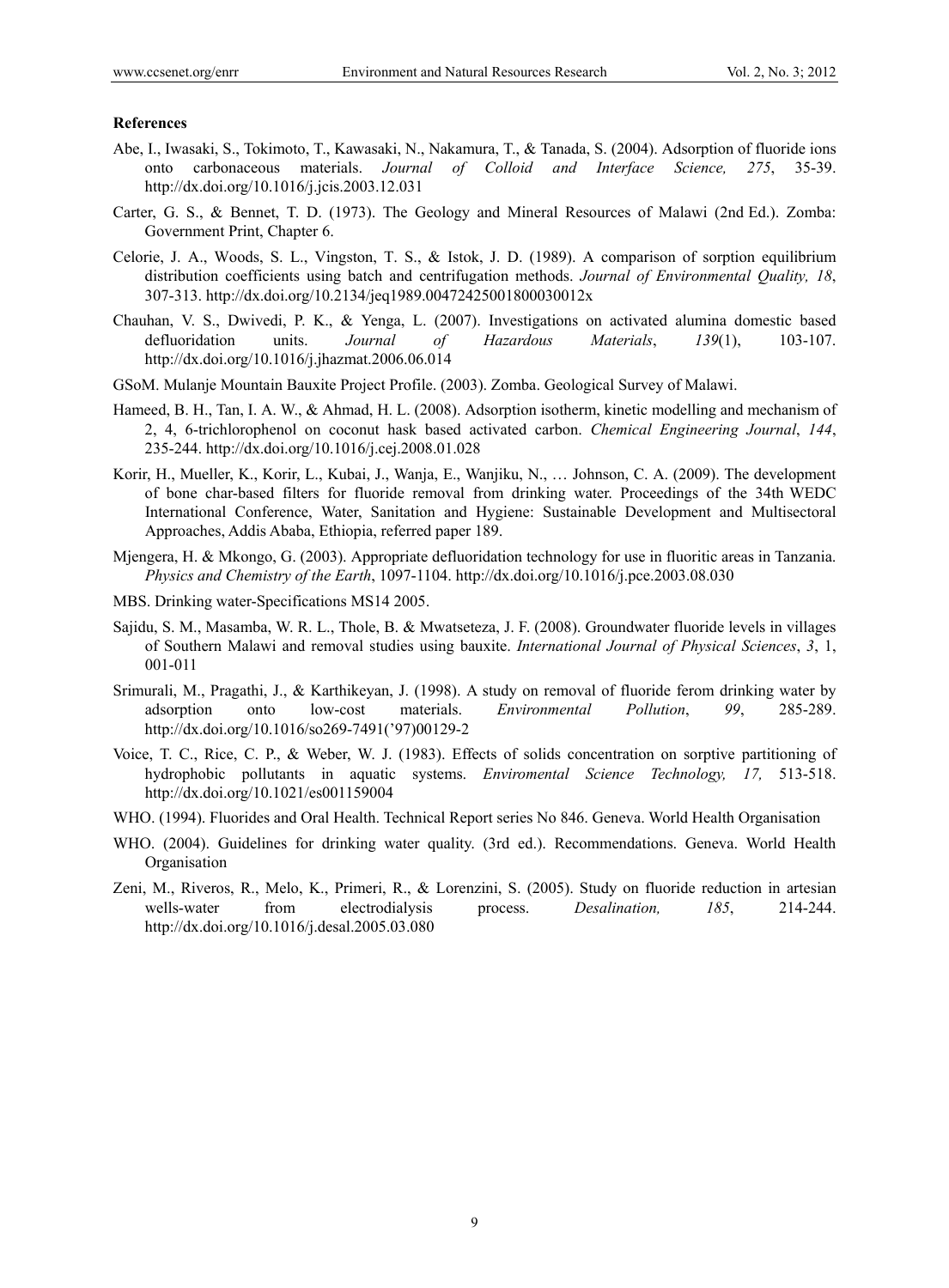**References**

Abe, I., Iwasaki, S., Tokimoto, T., Kawasaki, N., Nakamura, T., & Tanada, S. (2004). Adsorption of fluoride ions onto carbonaceous materials. *Journal of Colloid and Interface Science, 275*, 35-39. http://dx.doi.org/10.1016/j.jcis.2003.12.031

Carter, G. S., & Bennet, T. D. (1973). The Geology and Mineral Resources of Malawi (2nd Ed.). Zomba: Government Print, Chapter 6.

Celorie, J. A., Woods, S. L., Vingston, T. S., & Istok, J. D. (1989). A comparison of sorption equilibrium distribution coefficients using batch and centrifugation methods. *Journal of Environmental Quality, 18*, 307-313. http://dx.doi.org/10.2134/jeq1989.00472425001800030012x

Chauhan, V. S., Dwivedi, P. K., & Yenga, L. (2007). Investigations on activated alumina domestic based defluoridation units. *Journal of Hazardous Materials*, *139*(1), 103-107. http://dx.doi.org/10.1016/j.jhazmat.2006.06.014

GSoM. Mulanje Mountain Bauxite Project Profile. (2003). Zomba. Geological Survey of Malawi.

Hameed, B. H., Tan, I. A. W., & Ahmad, H. L. (2008). Adsorption isotherm, kinetic modelling and mechanism of 2, 4, 6-trichlorophenol on coconut hask based activated carbon. *Chemical Engineering Journal*, *144*, 235-244. http://dx.doi.org/10.1016/j.cej.2008.01.028

Korir, H., Mueller, K., Korir, L., Kubai, J., Wanja, E., Wanjiku, N., … Johnson, C. A. (2009). The development of bone char-based filters for fluoride removal from drinking water. Proceedings of the 34th WEDC International Conference, Water, Sanitation and Hygiene: Sustainable Development and Multisectoral Approaches, Addis Ababa, Ethiopia, referred paper 189.

Mjengera, H. & Mkongo, G. (2003). Appropriate defluoridation technology for use in fluoritic areas in Tanzania. *Physics and Chemistry of the Earth*, 1097-1104. http://dx.doi.org/10.1016/j.pce.2003.08.030

MBS. Drinking water-Specifications MS14 2005.

Sajidu, S. M., Masamba, W. R. L., Thole, B. & Mwatseteza, J. F. (2008). Groundwater fluoride levels in villages of Southern Malawi and removal studies using bauxite. *International Journal of Physical Sciences*, *3*, 1, 001-011

Srimurali, M., Pragathi, J., & Karthikeyan, J. (1998). A study on removal of fluoride ferom drinking water by adsorption onto low-cost materials. *Environmental Pollution*, *99*, 285-289. http://dx.doi.org/10.1016/so269-7491('97)00129-2

Voice, T. C., Rice, C. P., & Weber, W. J. (1983). Effects of solids concentration on sorptive partitioning of hydrophobic pollutants in aquatic systems. *Enviromental Science Technology, 17,* 513-518. http://dx.doi.org/10.1021/es001159004

WHO. (1994). Fluorides and Oral Health. Technical Report series No 846. Geneva. World Health Organisation

WHO. (2004). Guidelines for drinking water quality. (3rd ed.). Recommendations. Geneva. World Health Organisation

Zeni, M., Riveros, R., Melo, K., Primeri, R., & Lorenzini, S. (2005). Study on fluoride reduction in artesian wells-water from electrodialysis process. *Desalination, 185*, 214-244. http://dx.doi.org/10.1016/j.desal.2005.03.080